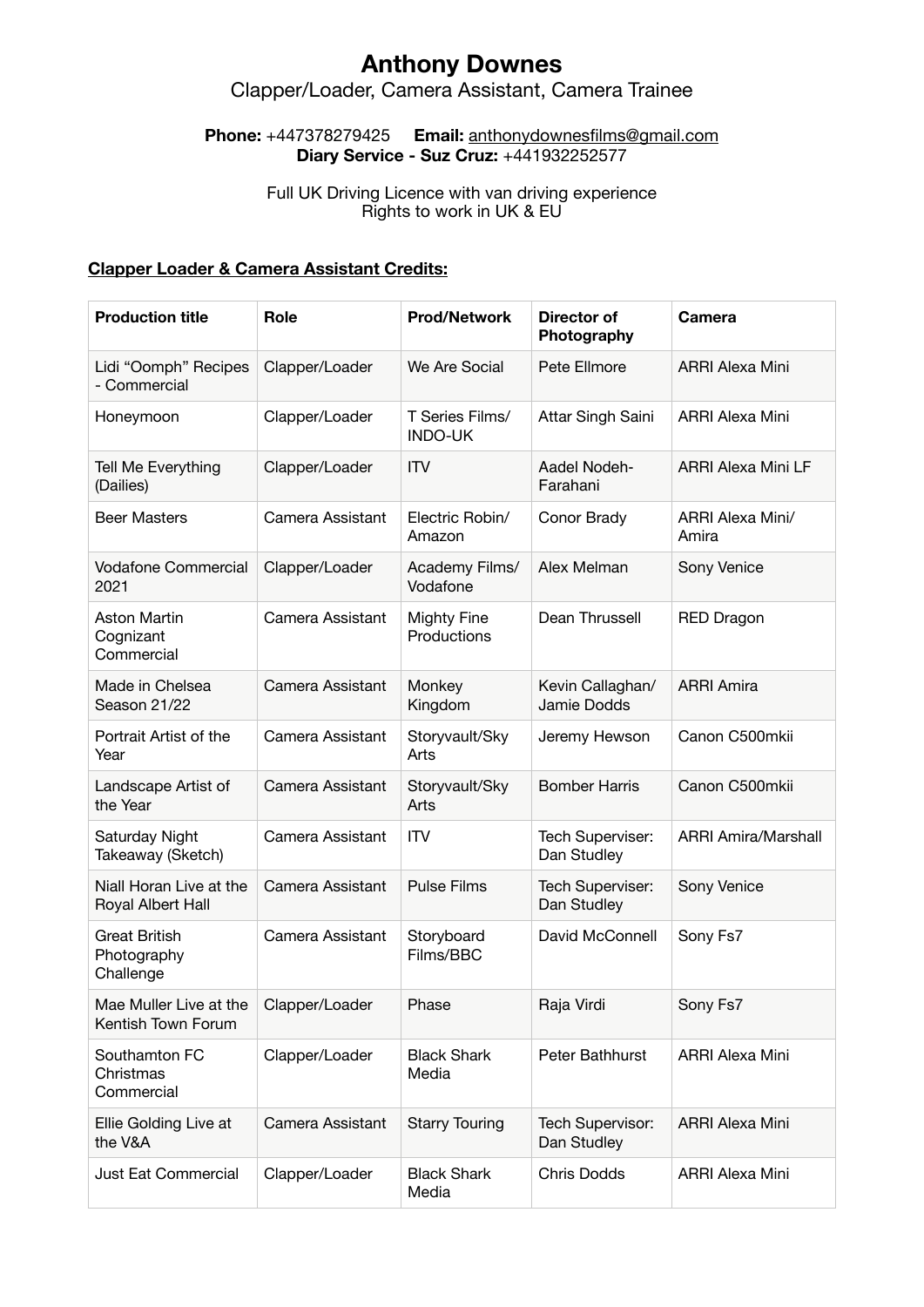# Anthony Downes

Clapper/Loader, Camera Assistant, Camera Trainee

**Phone:** +447378279425 **Email:** anthonydownesfilms@gmail.com
**Diary Service - Suz Cruz:** +441932252577

Full UK Driving Licence with van driving experience
Rights to work in UK & EU

**Clapper Loader & Camera Assistant Credits:**

| Production title | Role | Prod/Network | Director of Photography | Camera |
|---|---|---|---|---|
| Lidi "Oomph" Recipes - Commercial | Clapper/Loader | We Are Social | Pete Ellmore | ARRI Alexa Mini |
| Honeymoon | Clapper/Loader | T Series Films/ INDO-UK | Attar Singh Saini | ARRI Alexa Mini |
| Tell Me Everything (Dailies) | Clapper/Loader | ITV | Aadel Nodeh-Farahani | ARRI Alexa Mini LF |
| Beer Masters | Camera Assistant | Electric Robin/ Amazon | Conor Brady | ARRI Alexa Mini/ Amira |
| Vodafone Commercial 2021 | Clapper/Loader | Academy Films/ Vodafone | Alex Melman | Sony Venice |
| Aston Martin Cognizant Commercial | Camera Assistant | Mighty Fine Productions | Dean Thrussell | RED Dragon |
| Made in Chelsea Season 21/22 | Camera Assistant | Monkey Kingdom | Kevin Callaghan/ Jamie Dodds | ARRI Amira |
| Portrait Artist of the Year | Camera Assistant | Storyvault/Sky Arts | Jeremy Hewson | Canon C500mkii |
| Landscape Artist of the Year | Camera Assistant | Storyvault/Sky Arts | Bomber Harris | Canon C500mkii |
| Saturday Night Takeaway (Sketch) | Camera Assistant | ITV | Tech Superviser: Dan Studley | ARRI Amira/Marshall |
| Niall Horan Live at the Royal Albert Hall | Camera Assistant | Pulse Films | Tech Superviser: Dan Studley | Sony Venice |
| Great British Photography Challenge | Camera Assistant | Storyboard Films/BBC | David McConnell | Sony Fs7 |
| Mae Muller Live at the Kentish Town Forum | Clapper/Loader | Phase | Raja Virdi | Sony Fs7 |
| Southamton FC Christmas Commercial | Clapper/Loader | Black Shark Media | Peter Bathhurst | ARRI Alexa Mini |
| Ellie Golding Live at the V&A | Camera Assistant | Starry Touring | Tech Supervisor: Dan Studley | ARRI Alexa Mini |
| Just Eat Commercial | Clapper/Loader | Black Shark Media | Chris Dodds | ARRI Alexa Mini |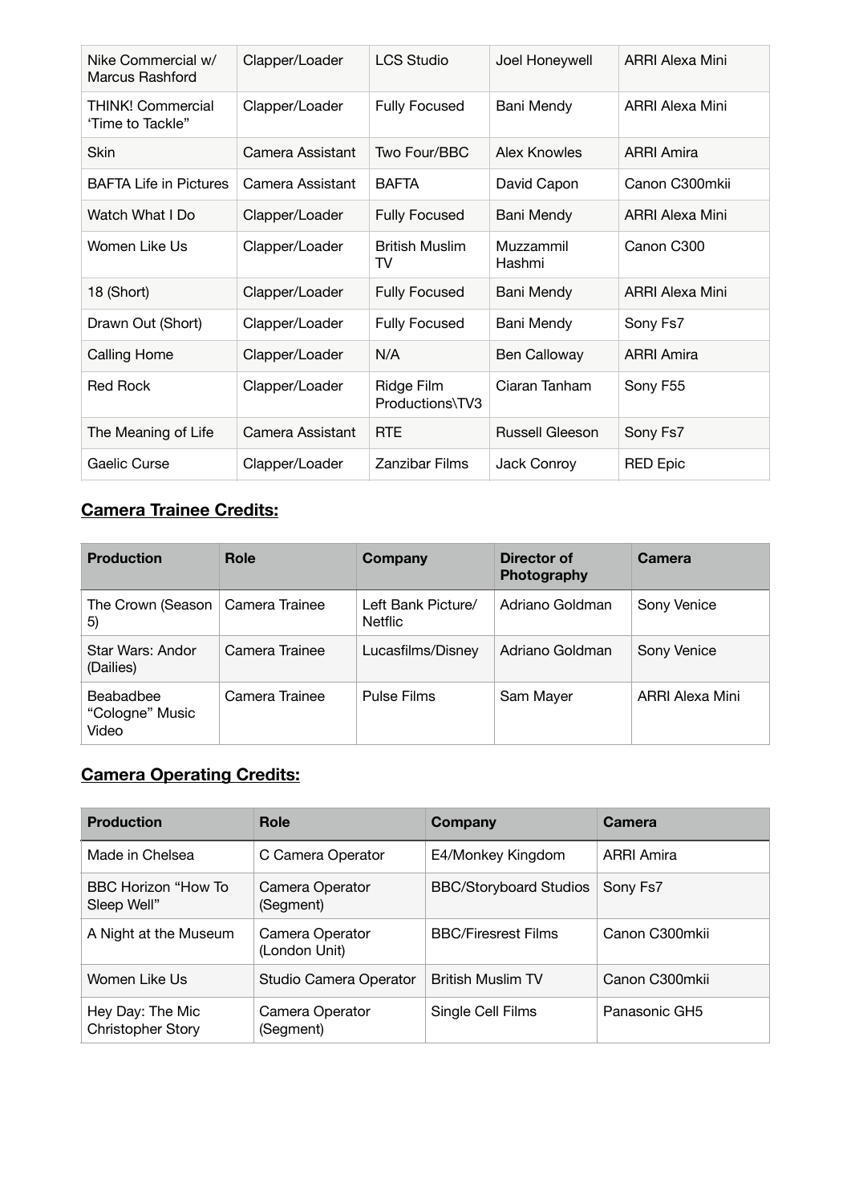| | | | | |
|---|---|---|---|---|
| Nike Commercial w/ Marcus Rashford | Clapper/Loader | LCS Studio | Joel Honeywell | ARRI Alexa Mini |
| THINK! Commercial 'Time to Tackle" | Clapper/Loader | Fully Focused | Bani Mendy | ARRI Alexa Mini |
| Skin | Camera Assistant | Two Four/BBC | Alex Knowles | ARRI Amira |
| BAFTA Life in Pictures | Camera Assistant | BAFTA | David Capon | Canon C300mkii |
| Watch What I Do | Clapper/Loader | Fully Focused | Bani Mendy | ARRI Alexa Mini |
| Women Like Us | Clapper/Loader | British Muslim TV | Muzzammil Hashmi | Canon C300 |
| 18 (Short) | Clapper/Loader | Fully Focused | Bani Mendy | ARRI Alexa Mini |
| Drawn Out (Short) | Clapper/Loader | Fully Focused | Bani Mendy | Sony Fs7 |
| Calling Home | Clapper/Loader | N/A | Ben Calloway | ARRI Amira |
| Red Rock | Clapper/Loader | Ridge Film Productions\TV3 | Ciaran Tanham | Sony F55 |
| The Meaning of Life | Camera Assistant | RTE | Russell Gleeson | Sony Fs7 |
| Gaelic Curse | Clapper/Loader | Zanzibar Films | Jack Conroy | RED Epic |

## **Camera Trainee Credits:**

| Production | Role | Company | Director of Photography | Camera |
|---|---|---|---|---|
| The Crown (Season 5) | Camera Trainee | Left Bank Picture/ Netflic | Adriano Goldman | Sony Venice |
| Star Wars: Andor (Dailies) | Camera Trainee | Lucasfilms/Disney | Adriano Goldman | Sony Venice |
| Beabadbee "Cologne" Music Video | Camera Trainee | Pulse Films | Sam Mayer | ARRI Alexa Mini |

## **Camera Operating Credits:**

| Production | Role | Company | Camera |
|---|---|---|---|
| Made in Chelsea | C Camera Operator | E4/Monkey Kingdom | ARRI Amira |
| BBC Horizon "How To Sleep Well" | Camera Operator (Segment) | BBC/Storyboard Studios | Sony Fs7 |
| A Night at the Museum | Camera Operator (London Unit) | BBC/Firesrest Films | Canon C300mkii |
| Women Like Us | Studio Camera Operator | British Muslim TV | Canon C300mkii |
| Hey Day: The Mic Christopher Story | Camera Operator (Segment) | Single Cell Films | Panasonic GH5 |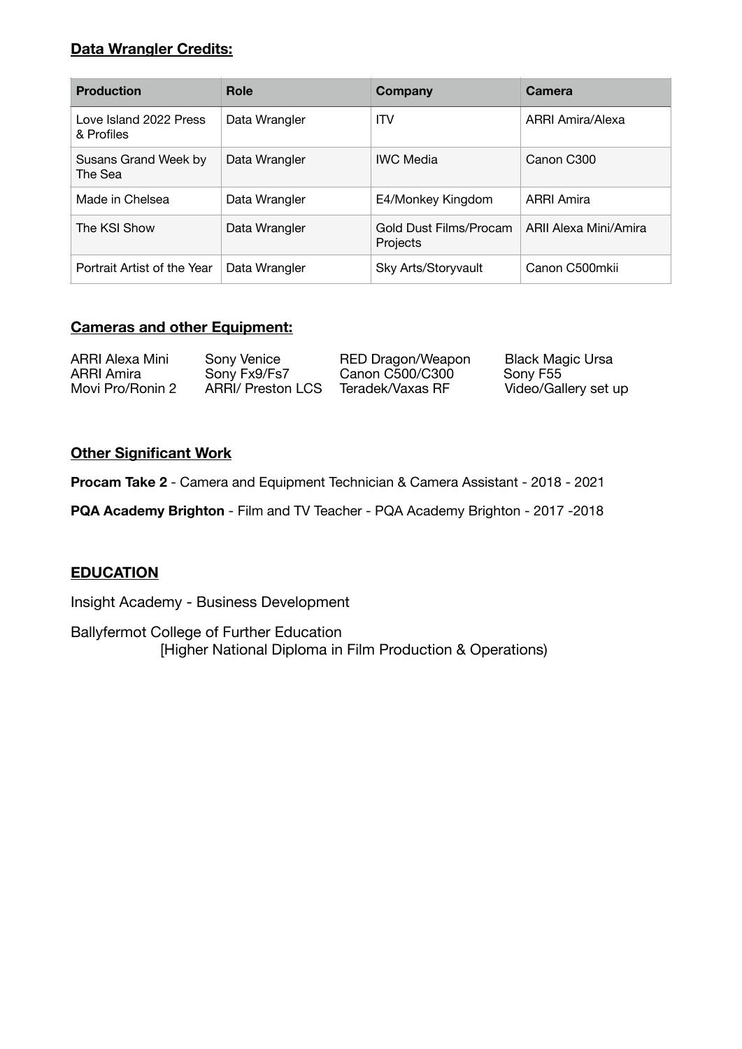**Data Wrangler Credits:**

| Production | Role | Company | Camera |
| --- | --- | --- | --- |
| Love Island 2022 Press & Profiles | Data Wrangler | ITV | ARRI Amira/Alexa |
| Susans Grand Week by The Sea | Data Wrangler | IWC Media | Canon C300 |
| Made in Chelsea | Data Wrangler | E4/Monkey Kingdom | ARRI Amira |
| The KSI Show | Data Wrangler | Gold Dust Films/Procam Projects | ARII Alexa Mini/Amira |
| Portrait Artist of the Year | Data Wrangler | Sky Arts/Storyvault | Canon C500mkii |

**Cameras and other Equipment:**

ARRI Alexa Mini
ARRI Amira
Movi Pro/Ronin 2
Sony Venice
Sony Fx9/Fs7
ARRI/ Preston LCS
RED Dragon/Weapon
Canon C500/C300
Teradek/Vaxas RF
Black Magic Ursa
Sony F55
Video/Gallery set up

**Other Significant Work**

**Procam Take 2** - Camera and Equipment Technician & Camera Assistant - 2018 - 2021

**PQA Academy Brighton** - Film and TV Teacher - PQA Academy Brighton - 2017 -2018

**EDUCATION**

Insight Academy - Business Development

Ballyfermot College of Further Education
[Higher National Diploma in Film Production & Operations)